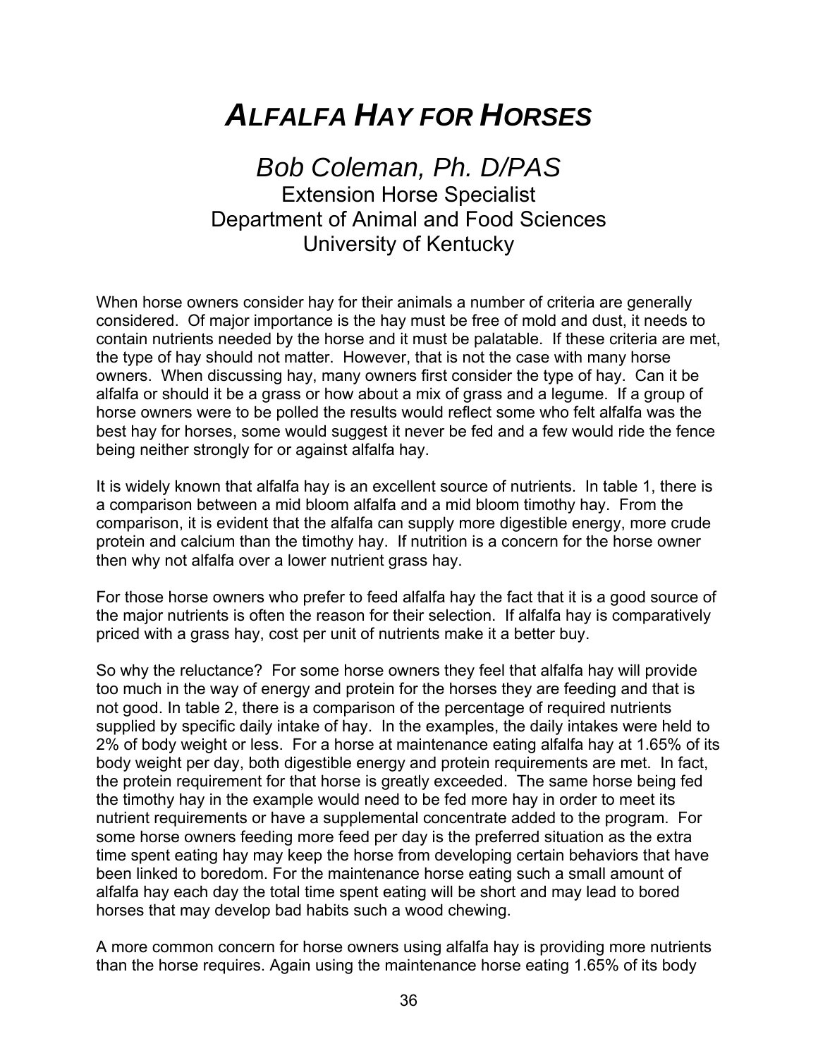# *ALFALFA HAY FOR HORSES*

## *Bob Coleman, Ph. D/PAS*

Extension Horse Specialist
Department of Animal and Food Sciences
University of Kentucky

When horse owners consider hay for their animals a number of criteria are generally considered. Of major importance is the hay must be free of mold and dust, it needs to contain nutrients needed by the horse and it must be palatable. If these criteria are met, the type of hay should not matter. However, that is not the case with many horse owners. When discussing hay, many owners first consider the type of hay. Can it be alfalfa or should it be a grass or how about a mix of grass and a legume. If a group of horse owners were to be polled the results would reflect some who felt alfalfa was the best hay for horses, some would suggest it never be fed and a few would ride the fence being neither strongly for or against alfalfa hay.

It is widely known that alfalfa hay is an excellent source of nutrients. In table 1, there is a comparison between a mid bloom alfalfa and a mid bloom timothy hay. From the comparison, it is evident that the alfalfa can supply more digestible energy, more crude protein and calcium than the timothy hay. If nutrition is a concern for the horse owner then why not alfalfa over a lower nutrient grass hay.

For those horse owners who prefer to feed alfalfa hay the fact that it is a good source of the major nutrients is often the reason for their selection. If alfalfa hay is comparatively priced with a grass hay, cost per unit of nutrients make it a better buy.

So why the reluctance? For some horse owners they feel that alfalfa hay will provide too much in the way of energy and protein for the horses they are feeding and that is not good. In table 2, there is a comparison of the percentage of required nutrients supplied by specific daily intake of hay. In the examples, the daily intakes were held to 2% of body weight or less. For a horse at maintenance eating alfalfa hay at 1.65% of its body weight per day, both digestible energy and protein requirements are met. In fact, the protein requirement for that horse is greatly exceeded. The same horse being fed the timothy hay in the example would need to be fed more hay in order to meet its nutrient requirements or have a supplemental concentrate added to the program. For some horse owners feeding more feed per day is the preferred situation as the extra time spent eating hay may keep the horse from developing certain behaviors that have been linked to boredom. For the maintenance horse eating such a small amount of alfalfa hay each day the total time spent eating will be short and may lead to bored horses that may develop bad habits such a wood chewing.

A more common concern for horse owners using alfalfa hay is providing more nutrients than the horse requires. Again using the maintenance horse eating 1.65% of its body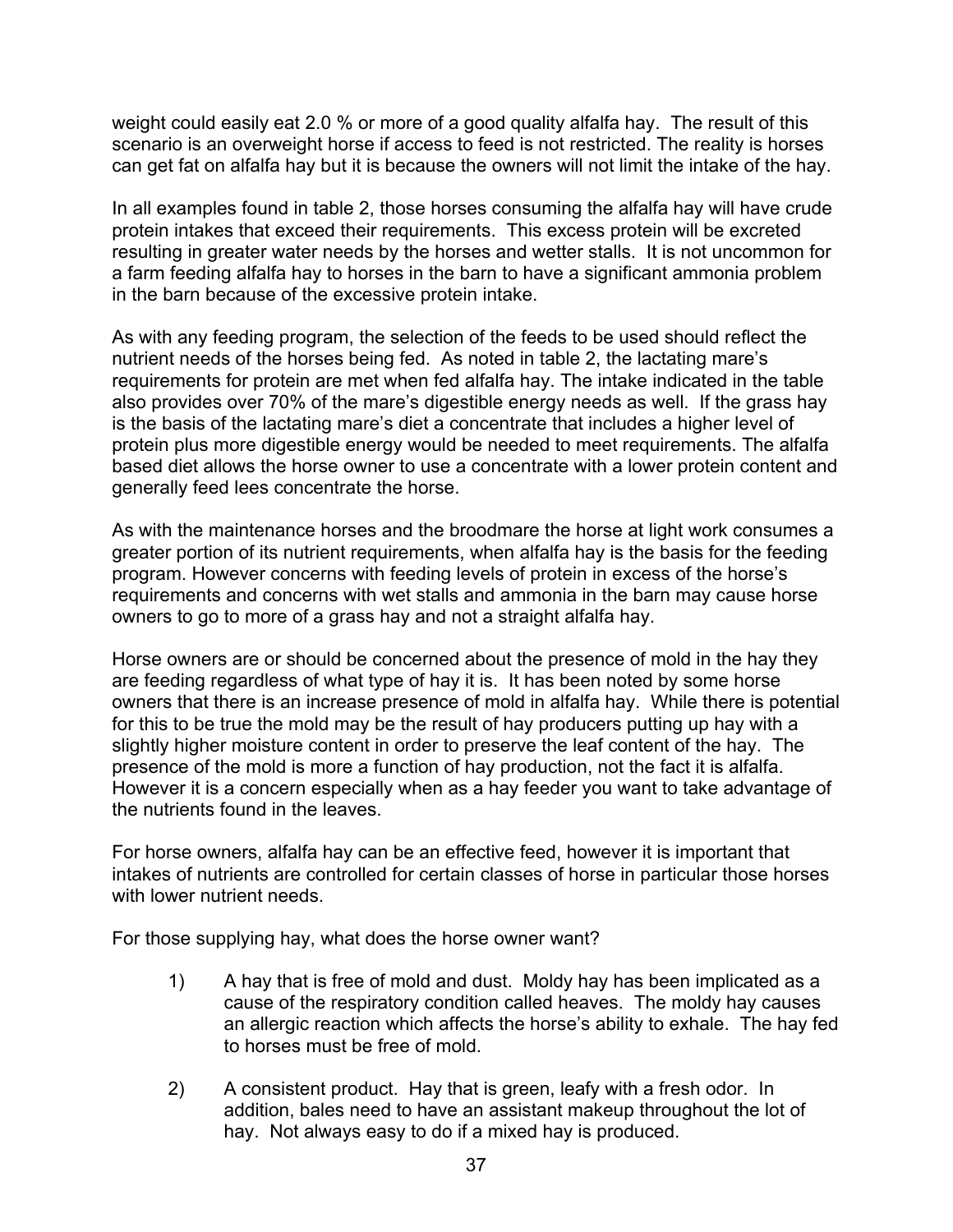weight could easily eat 2.0 % or more of a good quality alfalfa hay. The result of this scenario is an overweight horse if access to feed is not restricted. The reality is horses can get fat on alfalfa hay but it is because the owners will not limit the intake of the hay.

In all examples found in table 2, those horses consuming the alfalfa hay will have crude protein intakes that exceed their requirements. This excess protein will be excreted resulting in greater water needs by the horses and wetter stalls. It is not uncommon for a farm feeding alfalfa hay to horses in the barn to have a significant ammonia problem in the barn because of the excessive protein intake.

As with any feeding program, the selection of the feeds to be used should reflect the nutrient needs of the horses being fed. As noted in table 2, the lactating mare's requirements for protein are met when fed alfalfa hay. The intake indicated in the table also provides over 70% of the mare's digestible energy needs as well. If the grass hay is the basis of the lactating mare's diet a concentrate that includes a higher level of protein plus more digestible energy would be needed to meet requirements. The alfalfa based diet allows the horse owner to use a concentrate with a lower protein content and generally feed lees concentrate the horse.

As with the maintenance horses and the broodmare the horse at light work consumes a greater portion of its nutrient requirements, when alfalfa hay is the basis for the feeding program. However concerns with feeding levels of protein in excess of the horse's requirements and concerns with wet stalls and ammonia in the barn may cause horse owners to go to more of a grass hay and not a straight alfalfa hay.

Horse owners are or should be concerned about the presence of mold in the hay they are feeding regardless of what type of hay it is. It has been noted by some horse owners that there is an increase presence of mold in alfalfa hay. While there is potential for this to be true the mold may be the result of hay producers putting up hay with a slightly higher moisture content in order to preserve the leaf content of the hay. The presence of the mold is more a function of hay production, not the fact it is alfalfa. However it is a concern especially when as a hay feeder you want to take advantage of the nutrients found in the leaves.

For horse owners, alfalfa hay can be an effective feed, however it is important that intakes of nutrients are controlled for certain classes of horse in particular those horses with lower nutrient needs.

For those supplying hay, what does the horse owner want?

1) A hay that is free of mold and dust. Moldy hay has been implicated as a cause of the respiratory condition called heaves. The moldy hay causes an allergic reaction which affects the horse's ability to exhale. The hay fed to horses must be free of mold.

2) A consistent product. Hay that is green, leafy with a fresh odor. In addition, bales need to have an assistant makeup throughout the lot of hay. Not always easy to do if a mixed hay is produced.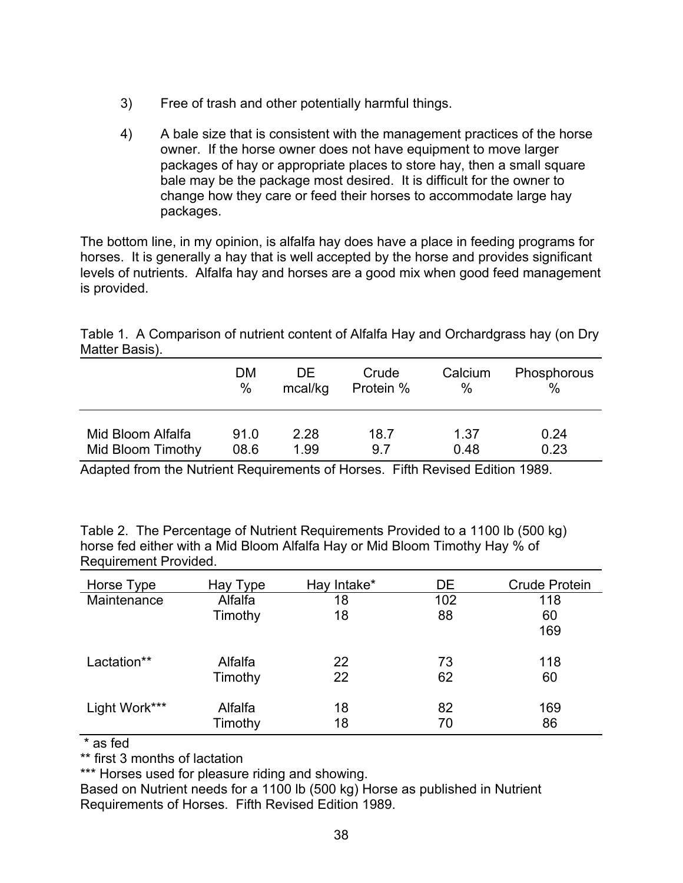3) Free of trash and other potentially harmful things.

4) A bale size that is consistent with the management practices of the horse owner. If the horse owner does not have equipment to move larger packages of hay or appropriate places to store hay, then a small square bale may be the package most desired. It is difficult for the owner to change how they care or feed their horses to accommodate large hay packages.

The bottom line, in my opinion, is alfalfa hay does have a place in feeding programs for horses. It is generally a hay that is well accepted by the horse and provides significant levels of nutrients. Alfalfa hay and horses are a good mix when good feed management is provided.

Table 1. A Comparison of nutrient content of Alfalfa Hay and Orchardgrass hay (on Dry Matter Basis).

| | DM % | DE mcal/kg | Crude Protein % | Calcium % | Phosphorous % |
|---|---|---|---|---|---|
| Mid Bloom Alfalfa | 91.0 | 2.28 | 18.7 | 1.37 | 0.24 |
| Mid Bloom Timothy | 08.6 | 1.99 | 9.7 | 0.48 | 0.23 |

Adapted from the Nutrient Requirements of Horses. Fifth Revised Edition 1989.

Table 2. The Percentage of Nutrient Requirements Provided to a 1100 lb (500 kg) horse fed either with a Mid Bloom Alfalfa Hay or Mid Bloom Timothy Hay % of Requirement Provided.

| Horse Type | Hay Type | Hay Intake* | DE | Crude Protein |
|---|---|---|---|---|
| Maintenance | Alfalfa | 18 | 102 | 118 |
| | Timothy | 18 | 88 | 60 |
| | | | | 169 |
| Lactation** | Alfalfa | 22 | 73 | 118 |
| | Timothy | 22 | 62 | 60 |
| Light Work*** | Alfalfa | 18 | 82 | 169 |
| | Timothy | 18 | 70 | 86 |

* as fed

** first 3 months of lactation

*** Horses used for pleasure riding and showing.

Based on Nutrient needs for a 1100 lb (500 kg) Horse as published in Nutrient Requirements of Horses. Fifth Revised Edition 1989.